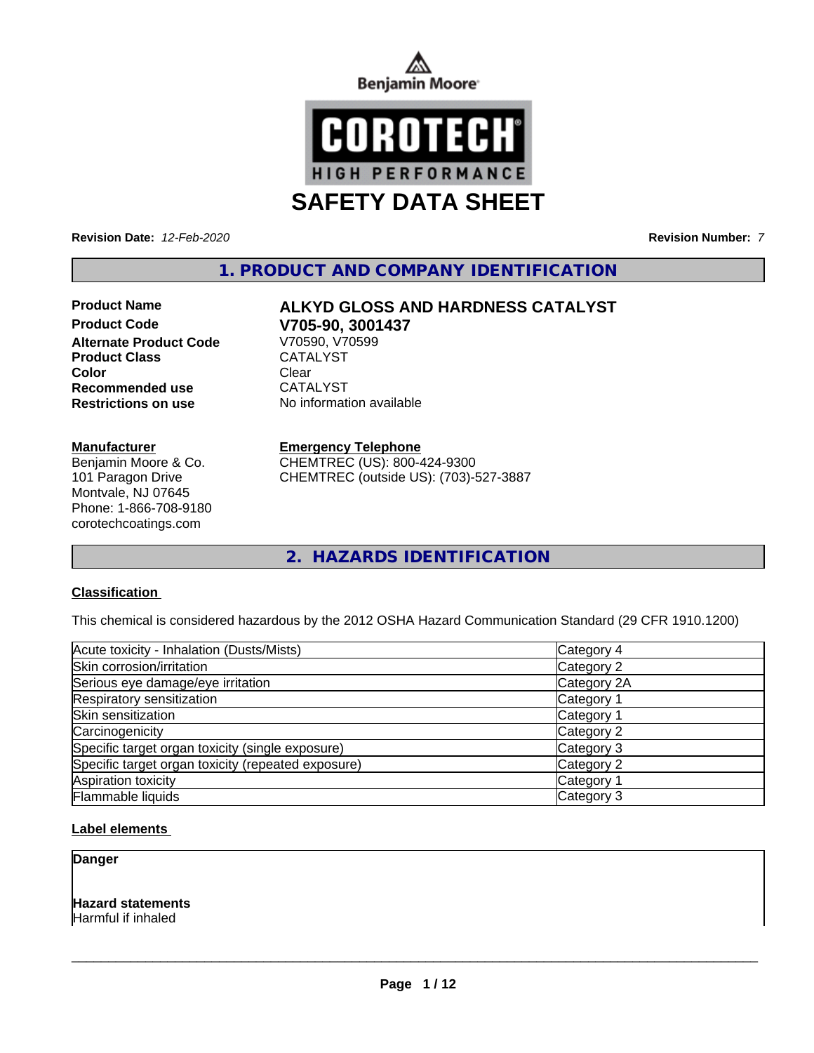Benjamin Moore

COROTECH® HIGH PERFORMANCE

# SAFETY DATA SHEET

**Revision Date:** *12-Feb-2020* **Revision Number:** *7*

## 1. PRODUCT AND COMPANY IDENTIFICATION

| | |
|---|---|
| **Product Name** | **ALKYD GLOSS AND HARDNESS CATALYST** |
| **Product Code** | **V705-90, 3001437** |
| **Alternate Product Code** | V70590, V70599 |
| **Product Class** | CATALYST |
| **Color** | Clear |
| **Recommended use** | CATALYST |
| **Restrictions on use** | No information available |

**Manufacturer**
Benjamin Moore & Co.
101 Paragon Drive
Montvale, NJ 07645
Phone: 1-866-708-9180
corotechcoatings.com

**Emergency Telephone**
CHEMTREC (US): 800-424-9300
CHEMTREC (outside US): (703)-527-3887

## 2. HAZARDS IDENTIFICATION

**Classification**

This chemical is considered hazardous by the 2012 OSHA Hazard Communication Standard (29 CFR 1910.1200)

| | |
|---|---|
| Acute toxicity - Inhalation (Dusts/Mists) | Category 4 |
| Skin corrosion/irritation | Category 2 |
| Serious eye damage/eye irritation | Category 2A |
| Respiratory sensitization | Category 1 |
| Skin sensitization | Category 1 |
| Carcinogenicity | Category 2 |
| Specific target organ toxicity (single exposure) | Category 3 |
| Specific target organ toxicity (repeated exposure) | Category 2 |
| Aspiration toxicity | Category 1 |
| Flammable liquids | Category 3 |

**Label elements**

**Danger**

**Hazard statements**
Harmful if inhaled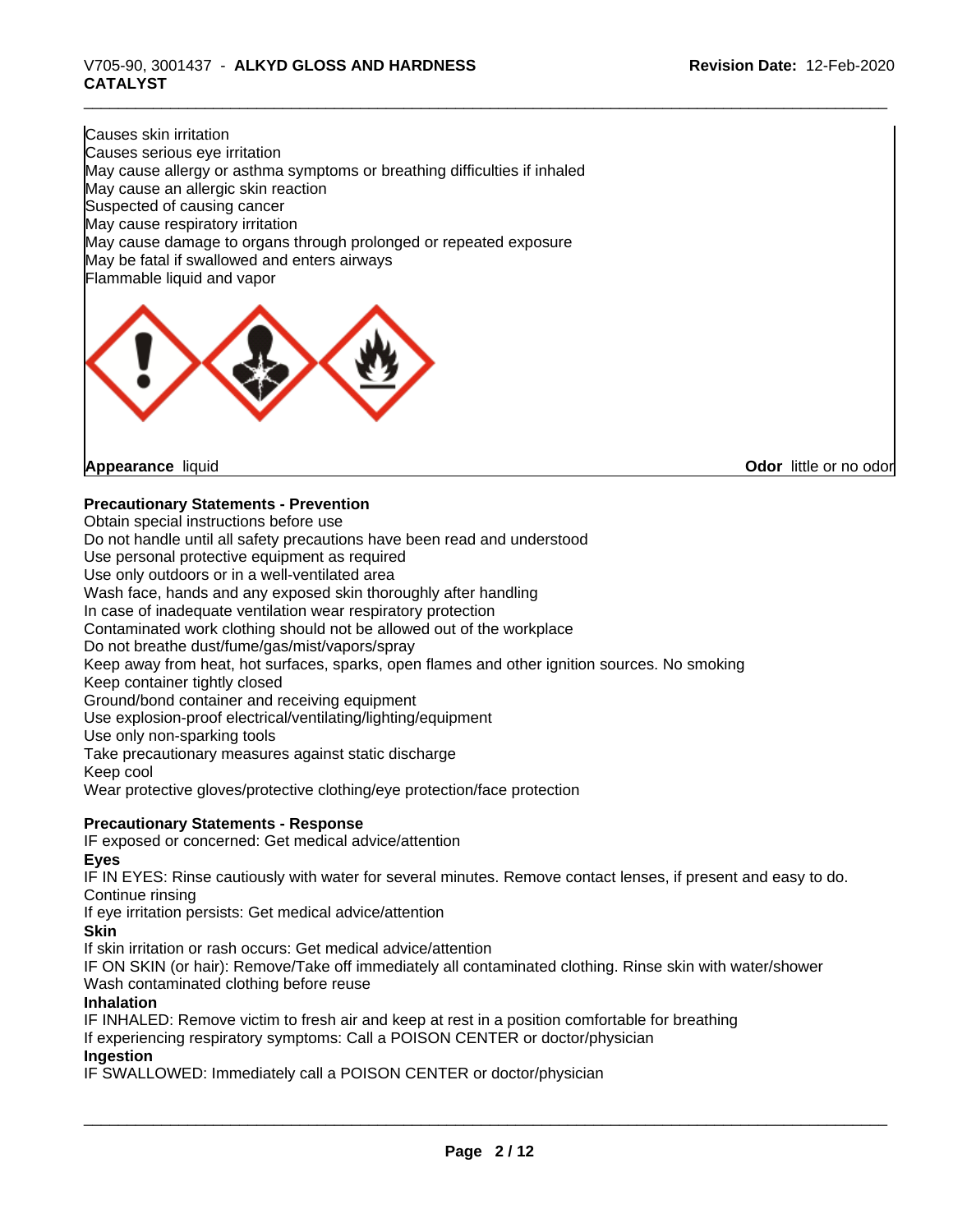Causes skin irritation
Causes serious eye irritation
May cause allergy or asthma symptoms or breathing difficulties if inhaled
May cause an allergic skin reaction
Suspected of causing cancer
May cause respiratory irritation
May cause damage to organs through prolonged or repeated exposure
May be fatal if swallowed and enters airways
Flammable liquid and vapor

**Appearance** liquid **Odor** little or no odor

**Precautionary Statements - Prevention**

Obtain special instructions before use
Do not handle until all safety precautions have been read and understood
Use personal protective equipment as required
Use only outdoors or in a well-ventilated area
Wash face, hands and any exposed skin thoroughly after handling
In case of inadequate ventilation wear respiratory protection
Contaminated work clothing should not be allowed out of the workplace
Do not breathe dust/fume/gas/mist/vapors/spray
Keep away from heat, hot surfaces, sparks, open flames and other ignition sources. No smoking
Keep container tightly closed
Ground/bond container and receiving equipment
Use explosion-proof electrical/ventilating/lighting/equipment
Use only non-sparking tools
Take precautionary measures against static discharge
Keep cool
Wear protective gloves/protective clothing/eye protection/face protection

**Precautionary Statements - Response**

IF exposed or concerned: Get medical advice/attention

**Eyes**

IF IN EYES: Rinse cautiously with water for several minutes. Remove contact lenses, if present and easy to do. Continue rinsing
If eye irritation persists: Get medical advice/attention

**Skin**

If skin irritation or rash occurs: Get medical advice/attention
IF ON SKIN (or hair): Remove/Take off immediately all contaminated clothing. Rinse skin with water/shower
Wash contaminated clothing before reuse

**Inhalation**

IF INHALED: Remove victim to fresh air and keep at rest in a position comfortable for breathing
If experiencing respiratory symptoms: Call a POISON CENTER or doctor/physician

**Ingestion**

IF SWALLOWED: Immediately call a POISON CENTER or doctor/physician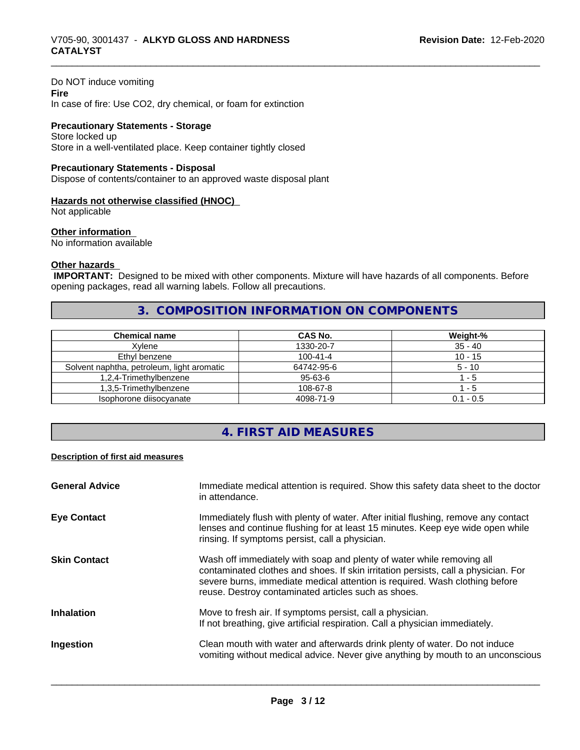Do NOT induce vomiting

**Fire**

In case of fire: Use CO2, dry chemical, or foam for extinction

**Precautionary Statements - Storage**

Store locked up

Store in a well-ventilated place. Keep container tightly closed

**Precautionary Statements - Disposal**

Dispose of contents/container to an approved waste disposal plant

**Hazards not otherwise classified (HNOC)**

Not applicable

**Other information**

No information available

**Other hazards**

**IMPORTANT:** Designed to be mixed with other components. Mixture will have hazards of all components. Before opening packages, read all warning labels. Follow all precautions.

## 3. COMPOSITION INFORMATION ON COMPONENTS

| Chemical name | CAS No. | Weight-% |
|---|---|---|
| Xylene | 1330-20-7 | 35 - 40 |
| Ethyl benzene | 100-41-4 | 10 - 15 |
| Solvent naphtha, petroleum, light aromatic | 64742-95-6 | 5 - 10 |
| 1,2,4-Trimethylbenzene | 95-63-6 | 1 - 5 |
| 1,3,5-Trimethylbenzene | 108-67-8 | 1 - 5 |
| Isophorone diisocyanate | 4098-71-9 | 0.1 - 0.5 |

## 4. FIRST AID MEASURES

**Description of first aid measures**

**General Advice**
Immediate medical attention is required. Show this safety data sheet to the doctor in attendance.

**Eye Contact**
Immediately flush with plenty of water. After initial flushing, remove any contact lenses and continue flushing for at least 15 minutes. Keep eye wide open while rinsing. If symptoms persist, call a physician.

**Skin Contact**
Wash off immediately with soap and plenty of water while removing all contaminated clothes and shoes. If skin irritation persists, call a physician. For severe burns, immediate medical attention is required. Wash clothing before reuse. Destroy contaminated articles such as shoes.

**Inhalation**
Move to fresh air. If symptoms persist, call a physician.
If not breathing, give artificial respiration. Call a physician immediately.

**Ingestion**
Clean mouth with water and afterwards drink plenty of water. Do not induce vomiting without medical advice. Never give anything by mouth to an unconscious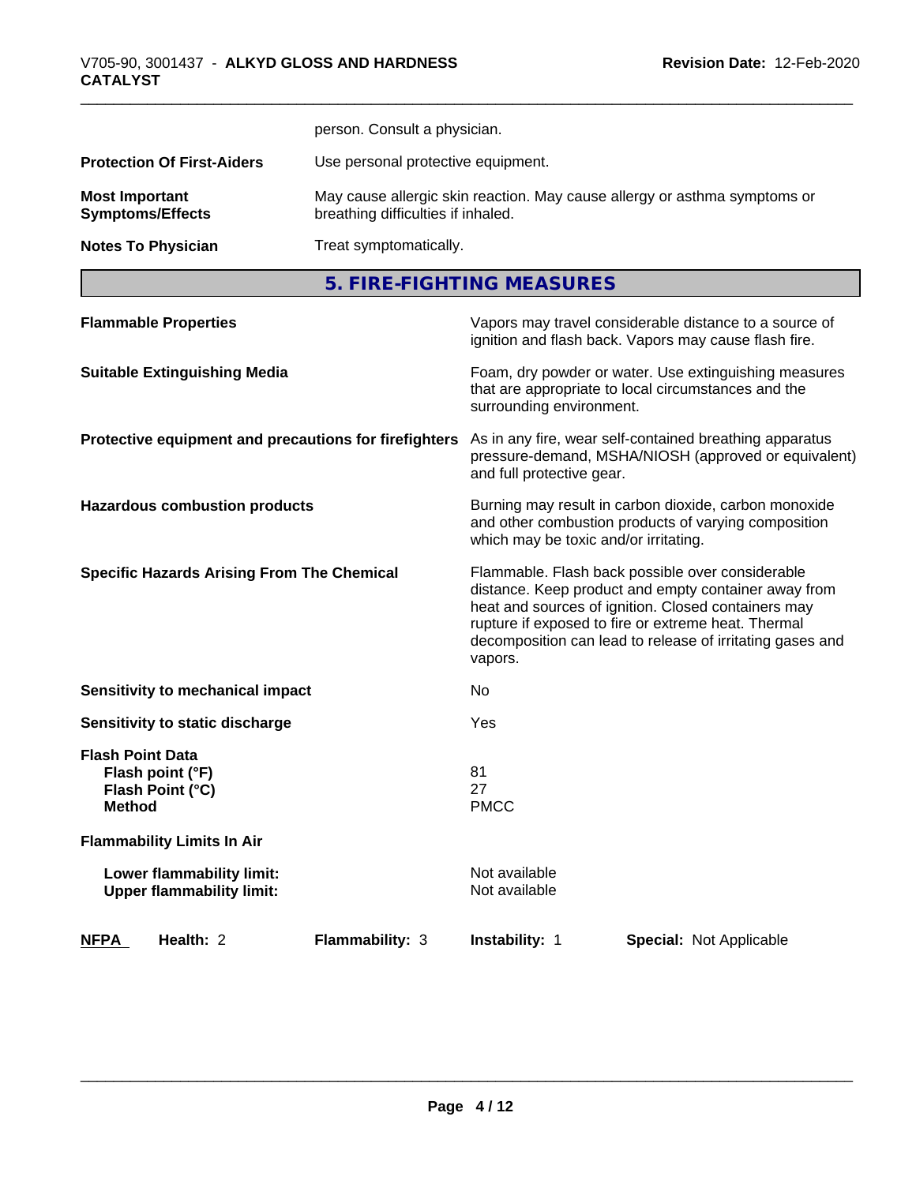person. Consult a physician.

| | |
|---|---|
| **Protection Of First-Aiders** | Use personal protective equipment. |
| **Most Important Symptoms/Effects** | May cause allergic skin reaction. May cause allergy or asthma symptoms or breathing difficulties if inhaled. |
| **Notes To Physician** | Treat symptomatically. |

## 5. FIRE-FIGHTING MEASURES

| | |
|---|---|
| **Flammable Properties** | Vapors may travel considerable distance to a source of ignition and flash back. Vapors may cause flash fire. |
| **Suitable Extinguishing Media** | Foam, dry powder or water. Use extinguishing measures that are appropriate to local circumstances and the surrounding environment. |
| **Protective equipment and precautions for firefighters** | As in any fire, wear self-contained breathing apparatus pressure-demand, MSHA/NIOSH (approved or equivalent) and full protective gear. |
| **Hazardous combustion products** | Burning may result in carbon dioxide, carbon monoxide and other combustion products of varying composition which may be toxic and/or irritating. |
| **Specific Hazards Arising From The Chemical** | Flammable. Flash back possible over considerable distance. Keep product and empty container away from heat and sources of ignition. Closed containers may rupture if exposed to fire or extreme heat. Thermal decomposition can lead to release of irritating gases and vapors. |
| **Sensitivity to mechanical impact** | No |
| **Sensitivity to static discharge** | Yes |

**Flash Point Data**

| | |
|---|---|
| **Flash point (°F)** | 81 |
| **Flash Point (°C)** | 27 |
| **Method** | PMCC |

**Flammability Limits In Air**

| | |
|---|---|
| **Lower flammability limit:** | Not available |
| **Upper flammability limit:** | Not available |

| **NFPA** | **Health:** 2 | **Flammability:** 3 | **Instability:** 1 | **Special:** Not Applicable |
|---|---|---|---|---|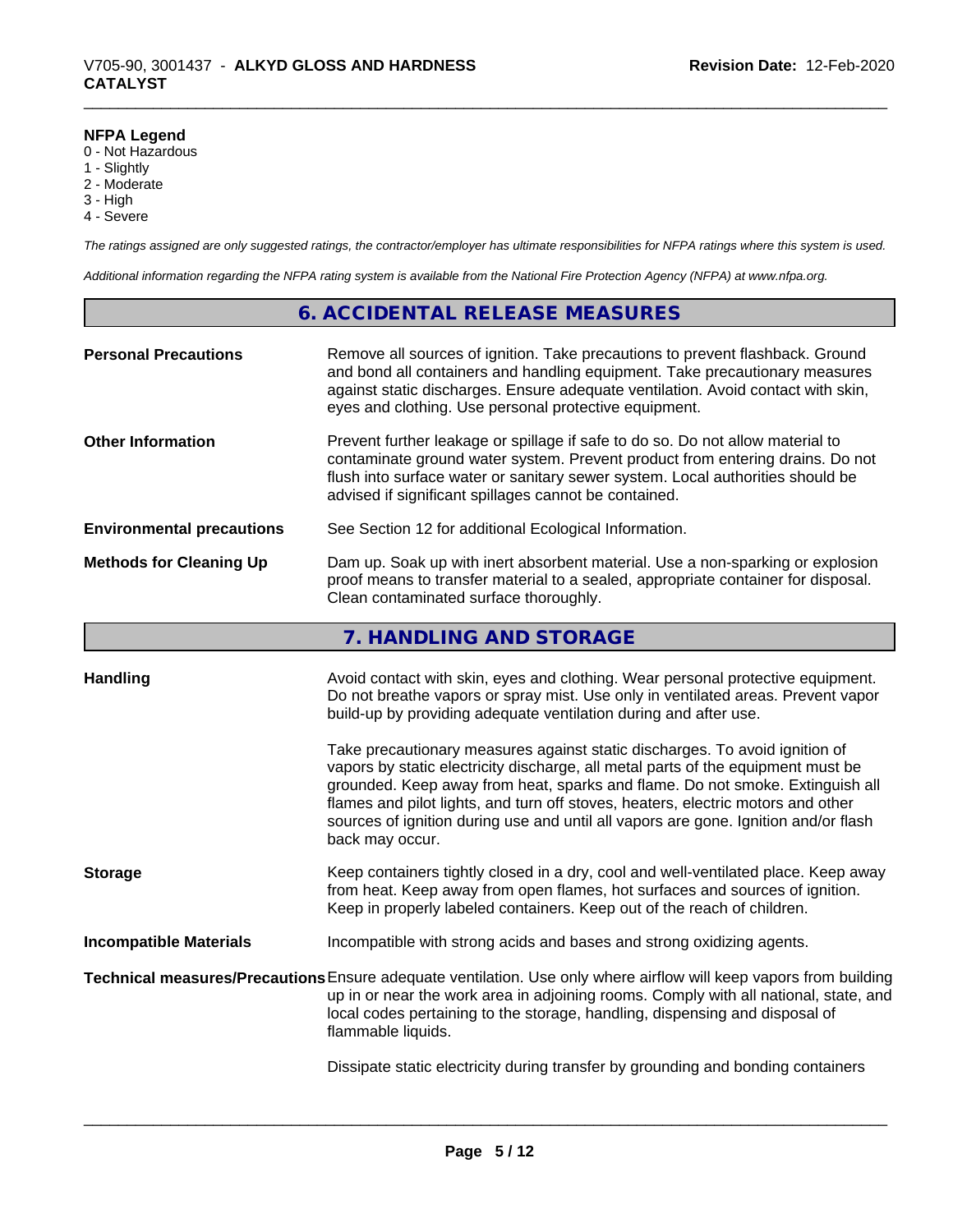**NFPA Legend**

0 - Not Hazardous
1 - Slightly
2 - Moderate
3 - High
4 - Severe

*The ratings assigned are only suggested ratings, the contractor/employer has ultimate responsibilities for NFPA ratings where this system is used.*

*Additional information regarding the NFPA rating system is available from the National Fire Protection Agency (NFPA) at www.nfpa.org.*

## 6. ACCIDENTAL RELEASE MEASURES

**Personal Precautions** — Remove all sources of ignition. Take precautions to prevent flashback. Ground and bond all containers and handling equipment. Take precautionary measures against static discharges. Ensure adequate ventilation. Avoid contact with skin, eyes and clothing. Use personal protective equipment.

**Other Information** — Prevent further leakage or spillage if safe to do so. Do not allow material to contaminate ground water system. Prevent product from entering drains. Do not flush into surface water or sanitary sewer system. Local authorities should be advised if significant spillages cannot be contained.

**Environmental precautions** — See Section 12 for additional Ecological Information.

**Methods for Cleaning Up** — Dam up. Soak up with inert absorbent material. Use a non-sparking or explosion proof means to transfer material to a sealed, appropriate container for disposal. Clean contaminated surface thoroughly.

## 7. HANDLING AND STORAGE

**Handling** — Avoid contact with skin, eyes and clothing. Wear personal protective equipment. Do not breathe vapors or spray mist. Use only in ventilated areas. Prevent vapor build-up by providing adequate ventilation during and after use.

Take precautionary measures against static discharges. To avoid ignition of vapors by static electricity discharge, all metal parts of the equipment must be grounded. Keep away from heat, sparks and flame. Do not smoke. Extinguish all flames and pilot lights, and turn off stoves, heaters, electric motors and other sources of ignition during use and until all vapors are gone. Ignition and/or flash back may occur.

**Storage** — Keep containers tightly closed in a dry, cool and well-ventilated place. Keep away from heat. Keep away from open flames, hot surfaces and sources of ignition. Keep in properly labeled containers. Keep out of the reach of children.

**Incompatible Materials** — Incompatible with strong acids and bases and strong oxidizing agents.

**Technical measures/Precautions** — Ensure adequate ventilation. Use only where airflow will keep vapors from building up in or near the work area in adjoining rooms. Comply with all national, state, and local codes pertaining to the storage, handling, dispensing and disposal of flammable liquids.

Dissipate static electricity during transfer by grounding and bonding containers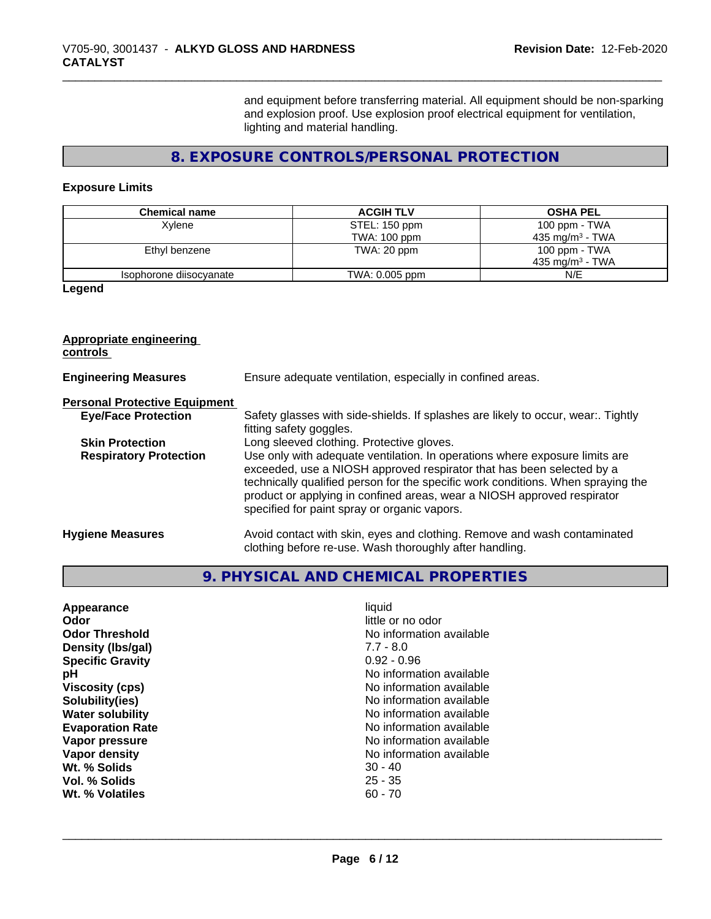and equipment before transferring material. All equipment should be non-sparking and explosion proof. Use explosion proof electrical equipment for ventilation, lighting and material handling.

## 8. EXPOSURE CONTROLS/PERSONAL PROTECTION

### Exposure Limits

| Chemical name | ACGIH TLV | OSHA PEL |
| --- | --- | --- |
| Xylene | STEL: 150 ppm<br>TWA: 100 ppm | 100 ppm - TWA<br>435 mg/m$^3$ - TWA |
| Ethyl benzene | TWA: 20 ppm | 100 ppm - TWA<br>435 mg/m$^3$ - TWA |
| Isophorone diisocyanate | TWA: 0.005 ppm | N/E |

**Legend**

**Appropriate engineering controls**

**Engineering Measures** Ensure adequate ventilation, especially in confined areas.

**Personal Protective Equipment**

**Eye/Face Protection** Safety glasses with side-shields. If splashes are likely to occur, wear:. Tightly fitting safety goggles.

**Skin Protection** Long sleeved clothing. Protective gloves.

**Respiratory Protection** Use only with adequate ventilation. In operations where exposure limits are exceeded, use a NIOSH approved respirator that has been selected by a technically qualified person for the specific work conditions. When spraying the product or applying in confined areas, wear a NIOSH approved respirator specified for paint spray or organic vapors.

**Hygiene Measures** Avoid contact with skin, eyes and clothing. Remove and wash contaminated clothing before re-use. Wash thoroughly after handling.

## 9. PHYSICAL AND CHEMICAL PROPERTIES

| | |
| --- | --- |
| **Appearance** | liquid |
| **Odor** | little or no odor |
| **Odor Threshold** | No information available |
| **Density (lbs/gal)** | 7.7 - 8.0 |
| **Specific Gravity** | 0.92 - 0.96 |
| **pH** | No information available |
| **Viscosity (cps)** | No information available |
| **Solubility(ies)** | No information available |
| **Water solubility** | No information available |
| **Evaporation Rate** | No information available |
| **Vapor pressure** | No information available |
| **Vapor density** | No information available |
| **Wt. % Solids** | 30 - 40 |
| **Vol. % Solids** | 25 - 35 |
| **Wt. % Volatiles** | 60 - 70 |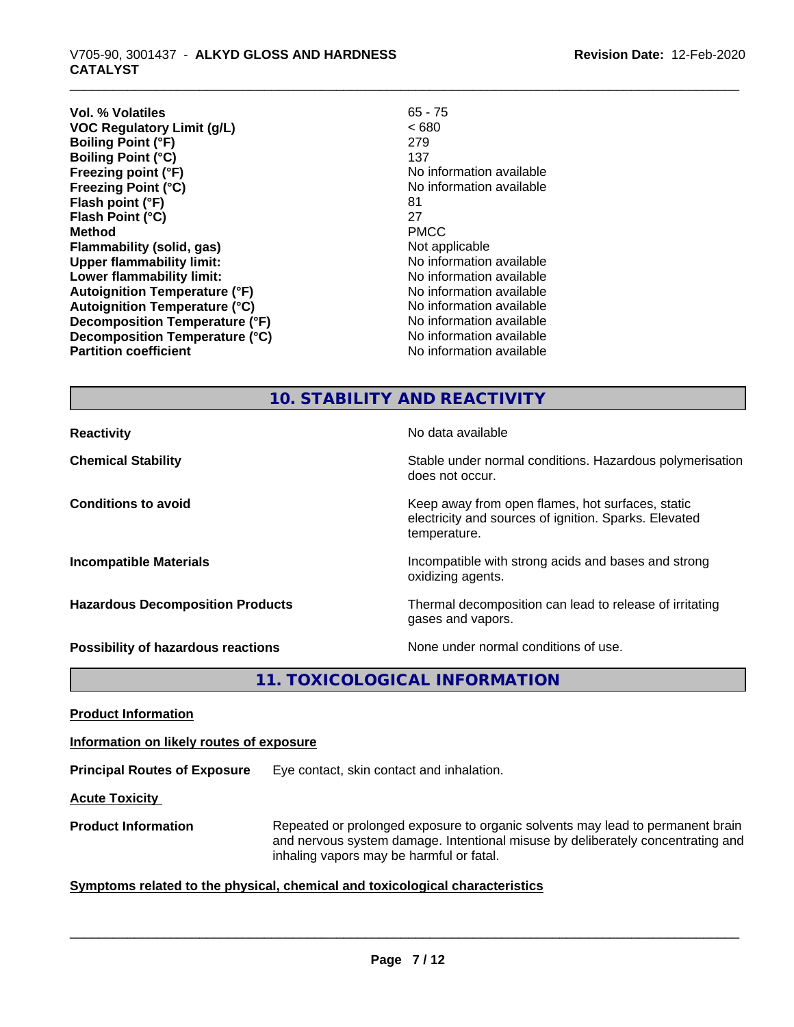| | |
|---|---|
| **Vol. % Volatiles** | 65 - 75 |
| **VOC Regulatory Limit (g/L)** | < 680 |
| **Boiling Point (°F)** | 279 |
| **Boiling Point (°C)** | 137 |
| **Freezing point (°F)** | No information available |
| **Freezing Point (°C)** | No information available |
| **Flash point (°F)** | 81 |
| **Flash Point (°C)** | 27 |
| **Method** | PMCC |
| **Flammability (solid, gas)** | Not applicable |
| **Upper flammability limit:** | No information available |
| **Lower flammability limit:** | No information available |
| **Autoignition Temperature (°F)** | No information available |
| **Autoignition Temperature (°C)** | No information available |
| **Decomposition Temperature (°F)** | No information available |
| **Decomposition Temperature (°C)** | No information available |
| **Partition coefficient** | No information available |

## 10. STABILITY AND REACTIVITY

| | |
|---|---|
| **Reactivity** | No data available |
| **Chemical Stability** | Stable under normal conditions. Hazardous polymerisation does not occur. |
| **Conditions to avoid** | Keep away from open flames, hot surfaces, static electricity and sources of ignition. Sparks. Elevated temperature. |
| **Incompatible Materials** | Incompatible with strong acids and bases and strong oxidizing agents. |
| **Hazardous Decomposition Products** | Thermal decomposition can lead to release of irritating gases and vapors. |
| **Possibility of hazardous reactions** | None under normal conditions of use. |

## 11. TOXICOLOGICAL INFORMATION

**Product Information**

**Information on likely routes of exposure**

**Principal Routes of Exposure** Eye contact, skin contact and inhalation.

**Acute Toxicity**

**Product Information** Repeated or prolonged exposure to organic solvents may lead to permanent brain and nervous system damage. Intentional misuse by deliberately concentrating and inhaling vapors may be harmful or fatal.

**Symptoms related to the physical, chemical and toxicological characteristics**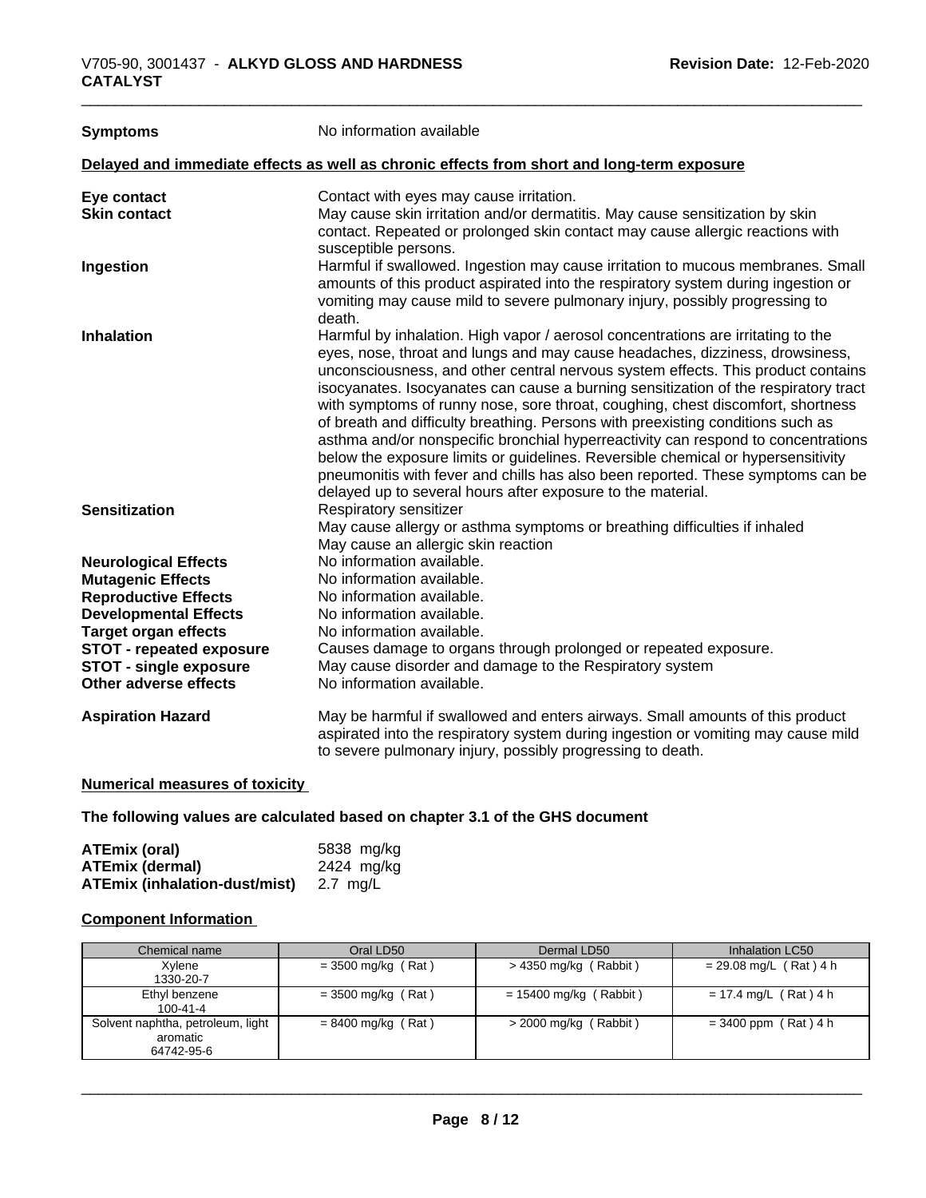**Symptoms** No information available

**Delayed and immediate effects as well as chronic effects from short and long-term exposure**

| | |
|---|---|
| **Eye contact** | Contact with eyes may cause irritation. |
| **Skin contact** | May cause skin irritation and/or dermatitis. May cause sensitization by skin contact. Repeated or prolonged skin contact may cause allergic reactions with susceptible persons. |
| **Ingestion** | Harmful if swallowed. Ingestion may cause irritation to mucous membranes. Small amounts of this product aspirated into the respiratory system during ingestion or vomiting may cause mild to severe pulmonary injury, possibly progressing to death. |
| **Inhalation** | Harmful by inhalation. High vapor / aerosol concentrations are irritating to the eyes, nose, throat and lungs and may cause headaches, dizziness, drowsiness, unconsciousness, and other central nervous system effects. This product contains isocyanates. Isocyanates can cause a burning sensitization of the respiratory tract with symptoms of runny nose, sore throat, coughing, chest discomfort, shortness of breath and difficulty breathing. Persons with preexisting conditions such as asthma and/or nonspecific bronchial hyperreactivity can respond to concentrations below the exposure limits or guidelines. Reversible chemical or hypersensitivity pneumonitis with fever and chills has also been reported. These symptoms can be delayed up to several hours after exposure to the material. |
| **Sensitization** | Respiratory sensitizer<br>May cause allergy or asthma symptoms or breathing difficulties if inhaled<br>May cause an allergic skin reaction |
| **Neurological Effects** | No information available. |
| **Mutagenic Effects** | No information available. |
| **Reproductive Effects** | No information available. |
| **Developmental Effects** | No information available. |
| **Target organ effects** | No information available. |
| **STOT - repeated exposure** | Causes damage to organs through prolonged or repeated exposure. |
| **STOT - single exposure** | May cause disorder and damage to the Respiratory system |
| **Other adverse effects** | No information available. |
| **Aspiration Hazard** | May be harmful if swallowed and enters airways. Small amounts of this product aspirated into the respiratory system during ingestion or vomiting may cause mild to severe pulmonary injury, possibly progressing to death. |

**Numerical measures of toxicity**

**The following values are calculated based on chapter 3.1 of the GHS document**

| | |
|---|---|
| **ATEmix (oral)** | 5838 mg/kg |
| **ATEmix (dermal)** | 2424 mg/kg |
| **ATEmix (inhalation-dust/mist)** | 2.7 mg/L |

**Component Information**

| Chemical name | Oral LD50 | Dermal LD50 | Inhalation LC50 |
|---|---|---|---|
| Xylene<br>1330-20-7 | = 3500 mg/kg ( Rat ) | > 4350 mg/kg ( Rabbit ) | = 29.08 mg/L ( Rat ) 4 h |
| Ethyl benzene<br>100-41-4 | = 3500 mg/kg ( Rat ) | = 15400 mg/kg ( Rabbit ) | = 17.4 mg/L ( Rat ) 4 h |
| Solvent naphtha, petroleum, light aromatic<br>64742-95-6 | = 8400 mg/kg ( Rat ) | > 2000 mg/kg ( Rabbit ) | = 3400 ppm ( Rat ) 4 h |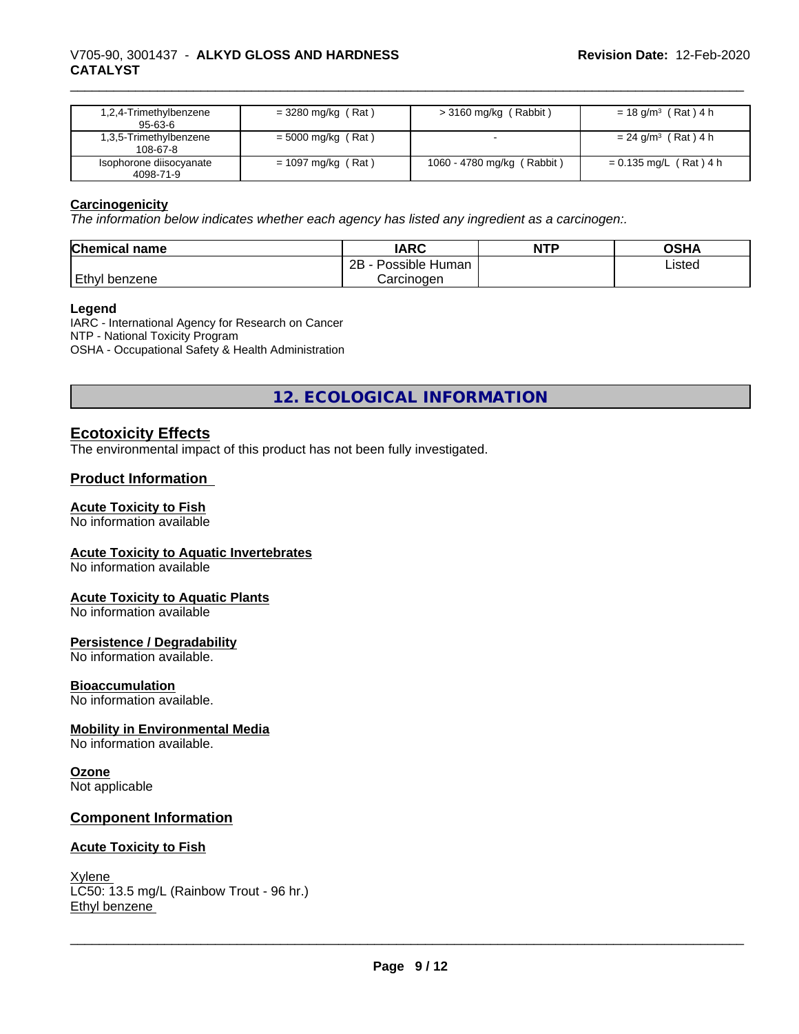| 1,2,4-Trimethylbenzene 95-63-6 | = 3280 mg/kg ( Rat ) | > 3160 mg/kg ( Rabbit ) | = 18 g/m³ ( Rat ) 4 h |
|---|---|---|---|
| 1,3,5-Trimethylbenzene 108-67-8 | = 5000 mg/kg ( Rat ) | - | = 24 g/m³ ( Rat ) 4 h |
| Isophorone diisocyanate 4098-71-9 | = 1097 mg/kg ( Rat ) | 1060 - 4780 mg/kg ( Rabbit ) | = 0.135 mg/L ( Rat ) 4 h |

**Carcinogenicity**

*The information below indicates whether each agency has listed any ingredient as a carcinogen:.*

| Chemical name | IARC | NTP | OSHA |
|---|---|---|---|
| Ethyl benzene | 2B - Possible Human Carcinogen | | Listed |

**Legend**

IARC - International Agency for Research on Cancer
NTP - National Toxicity Program
OSHA - Occupational Safety & Health Administration

## 12. ECOLOGICAL INFORMATION

### Ecotoxicity Effects

The environmental impact of this product has not been fully investigated.

### Product Information

**Acute Toxicity to Fish**
No information available

**Acute Toxicity to Aquatic Invertebrates**
No information available

**Acute Toxicity to Aquatic Plants**
No information available

**Persistence / Degradability**
No information available.

**Bioaccumulation**
No information available.

**Mobility in Environmental Media**
No information available.

**Ozone**
Not applicable

### Component Information

**Acute Toxicity to Fish**

Xylene
LC50: 13.5 mg/L (Rainbow Trout - 96 hr.)
Ethyl benzene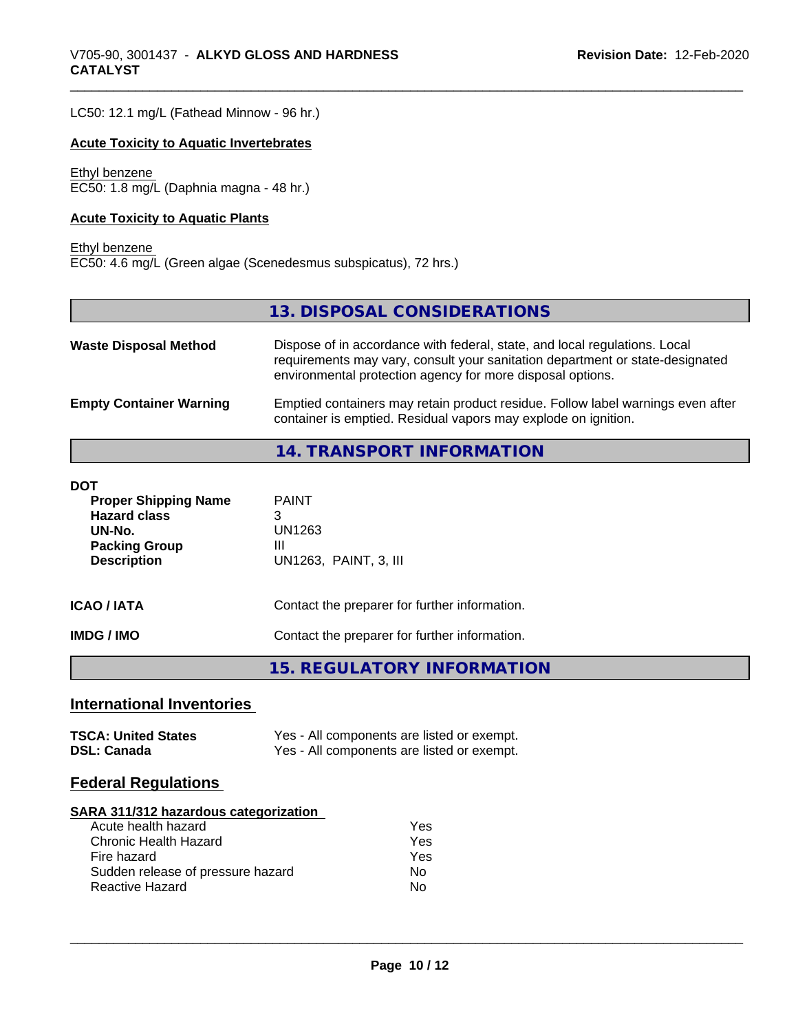LC50: 12.1 mg/L (Fathead Minnow - 96 hr.)

**Acute Toxicity to Aquatic Invertebrates**

Ethyl benzene
EC50: 1.8 mg/L (Daphnia magna - 48 hr.)

**Acute Toxicity to Aquatic Plants**

Ethyl benzene
EC50: 4.6 mg/L (Green algae (Scenedesmus subspicatus), 72 hrs.)

## 13. DISPOSAL CONSIDERATIONS

| | |
|---|---|
| **Waste Disposal Method** | Dispose of in accordance with federal, state, and local regulations. Local requirements may vary, consult your sanitation department or state-designated environmental protection agency for more disposal options. |
| **Empty Container Warning** | Emptied containers may retain product residue. Follow label warnings even after container is emptied. Residual vapors may explode on ignition. |

## 14. TRANSPORT INFORMATION

**DOT**

| | |
|---|---|
| **Proper Shipping Name** | PAINT |
| **Hazard class** | 3 |
| **UN-No.** | UN1263 |
| **Packing Group** | III |
| **Description** | UN1263, PAINT, 3, III |

| | |
|---|---|
| **ICAO / IATA** | Contact the preparer for further information. |
| **IMDG / IMO** | Contact the preparer for further information. |

## 15. REGULATORY INFORMATION

### International Inventories

| | |
|---|---|
| **TSCA: United States** | Yes - All components are listed or exempt. |
| **DSL: Canada** | Yes - All components are listed or exempt. |

### Federal Regulations

**SARA 311/312 hazardous categorization**

| | |
|---|---|
| Acute health hazard | Yes |
| Chronic Health Hazard | Yes |
| Fire hazard | Yes |
| Sudden release of pressure hazard | No |
| Reactive Hazard | No |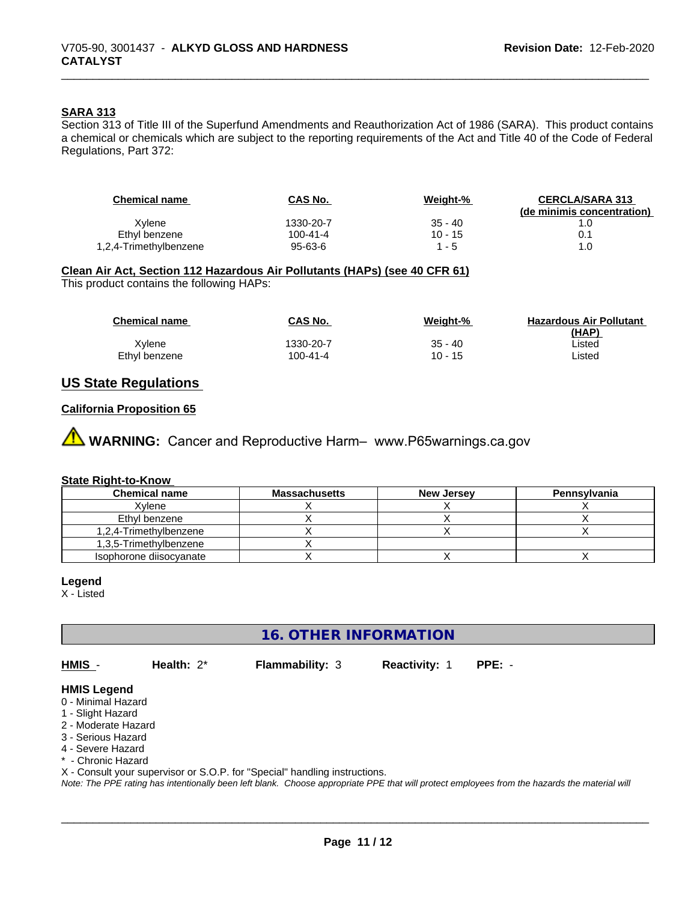**SARA 313**

Section 313 of Title III of the Superfund Amendments and Reauthorization Act of 1986 (SARA). This product contains a chemical or chemicals which are subject to the reporting requirements of the Act and Title 40 of the Code of Federal Regulations, Part 372:

| Chemical name | CAS No. | Weight-% | CERCLA/SARA 313 (de minimis concentration) |
|---|---|---|---|
| Xylene | 1330-20-7 | 35 - 40 | 1.0 |
| Ethyl benzene | 100-41-4 | 10 - 15 | 0.1 |
| 1,2,4-Trimethylbenzene | 95-63-6 | 1 - 5 | 1.0 |

**Clean Air Act, Section 112 Hazardous Air Pollutants (HAPs) (see 40 CFR 61)**

This product contains the following HAPs:

| Chemical name | CAS No. | Weight-% | Hazardous Air Pollutant (HAP) |
|---|---|---|---|
| Xylene | 1330-20-7 | 35 - 40 | Listed |
| Ethyl benzene | 100-41-4 | 10 - 15 | Listed |

## US State Regulations

**California Proposition 65**

⚠ **WARNING:** Cancer and Reproductive Harm– www.P65warnings.ca.gov

**State Right-to-Know**

| Chemical name | Massachusetts | New Jersey | Pennsylvania |
|---|---|---|---|
| Xylene | X | X | X |
| Ethyl benzene | X | X | X |
| 1,2,4-Trimethylbenzene | X | X | X |
| 1,3,5-Trimethylbenzene | X | | |
| Isophorone diisocyanate | X | X | X |

**Legend**

X - Listed

## 16. OTHER INFORMATION

**HMIS** - **Health:** 2* **Flammability:** 3 **Reactivity:** 1 **PPE:** -

**HMIS Legend**

0 - Minimal Hazard
1 - Slight Hazard
2 - Moderate Hazard
3 - Serious Hazard
4 - Severe Hazard
* - Chronic Hazard
X - Consult your supervisor or S.O.P. for "Special" handling instructions.

*Note: The PPE rating has intentionally been left blank. Choose appropriate PPE that will protect employees from the hazards the material will*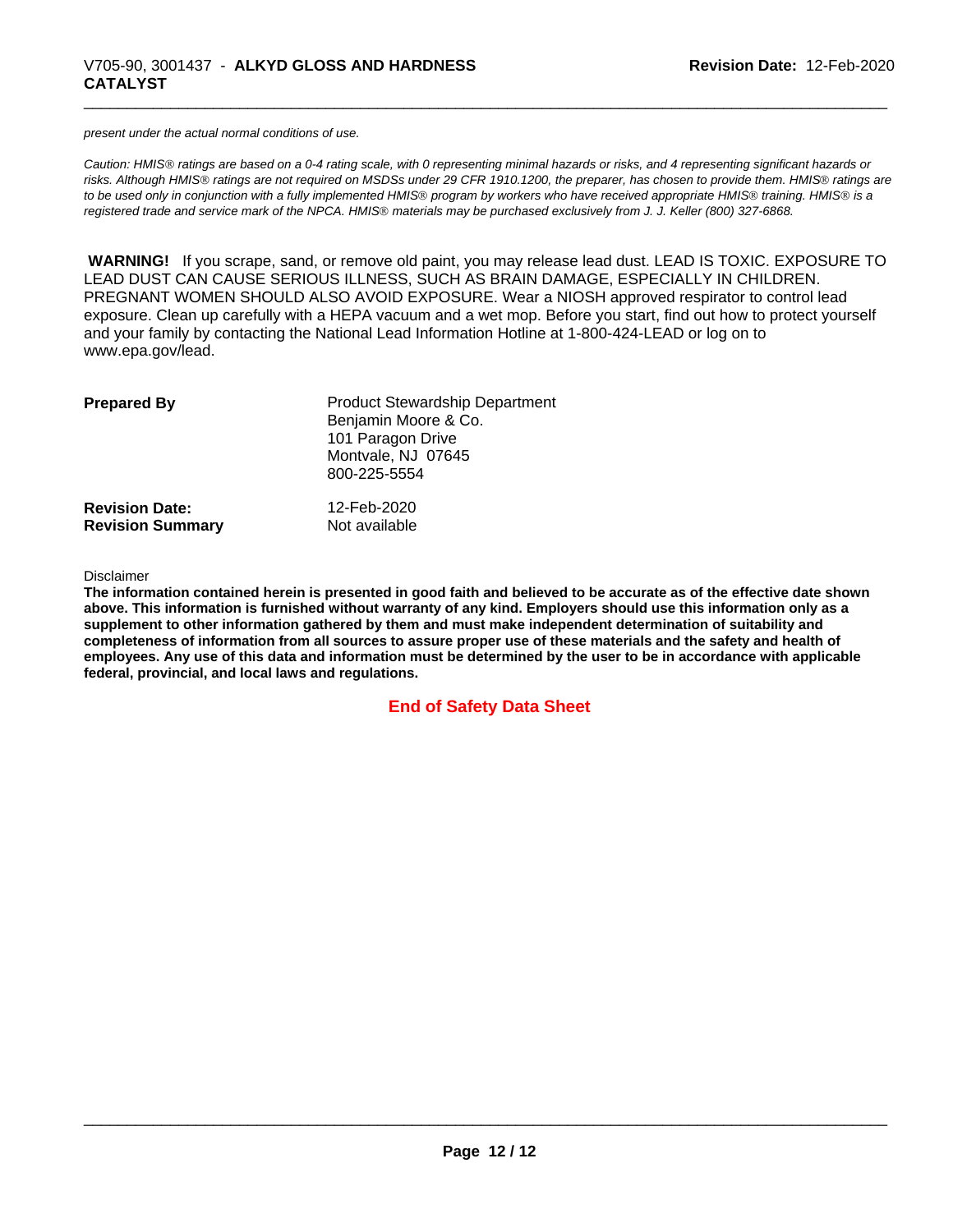*present under the actual normal conditions of use.*

*Caution: HMIS® ratings are based on a 0-4 rating scale, with 0 representing minimal hazards or risks, and 4 representing significant hazards or risks. Although HMIS® ratings are not required on MSDSs under 29 CFR 1910.1200, the preparer, has chosen to provide them. HMIS® ratings are to be used only in conjunction with a fully implemented HMIS® program by workers who have received appropriate HMIS® training. HMIS® is a registered trade and service mark of the NPCA. HMIS® materials may be purchased exclusively from J. J. Keller (800) 327-6868.*

**WARNING!** If you scrape, sand, or remove old paint, you may release lead dust. LEAD IS TOXIC. EXPOSURE TO LEAD DUST CAN CAUSE SERIOUS ILLNESS, SUCH AS BRAIN DAMAGE, ESPECIALLY IN CHILDREN. PREGNANT WOMEN SHOULD ALSO AVOID EXPOSURE. Wear a NIOSH approved respirator to control lead exposure. Clean up carefully with a HEPA vacuum and a wet mop. Before you start, find out how to protect yourself and your family by contacting the National Lead Information Hotline at 1-800-424-LEAD or log on to www.epa.gov/lead.

| | |
|---|---|
| **Prepared By** | Product Stewardship Department<br>Benjamin Moore & Co.<br>101 Paragon Drive<br>Montvale, NJ 07645<br>800-225-5554 |
| **Revision Date:** | 12-Feb-2020 |
| **Revision Summary** | Not available |

Disclaimer

**The information contained herein is presented in good faith and believed to be accurate as of the effective date shown above. This information is furnished without warranty of any kind. Employers should use this information only as a supplement to other information gathered by them and must make independent determination of suitability and completeness of information from all sources to assure proper use of these materials and the safety and health of employees. Any use of this data and information must be determined by the user to be in accordance with applicable federal, provincial, and local laws and regulations.**

**End of Safety Data Sheet**